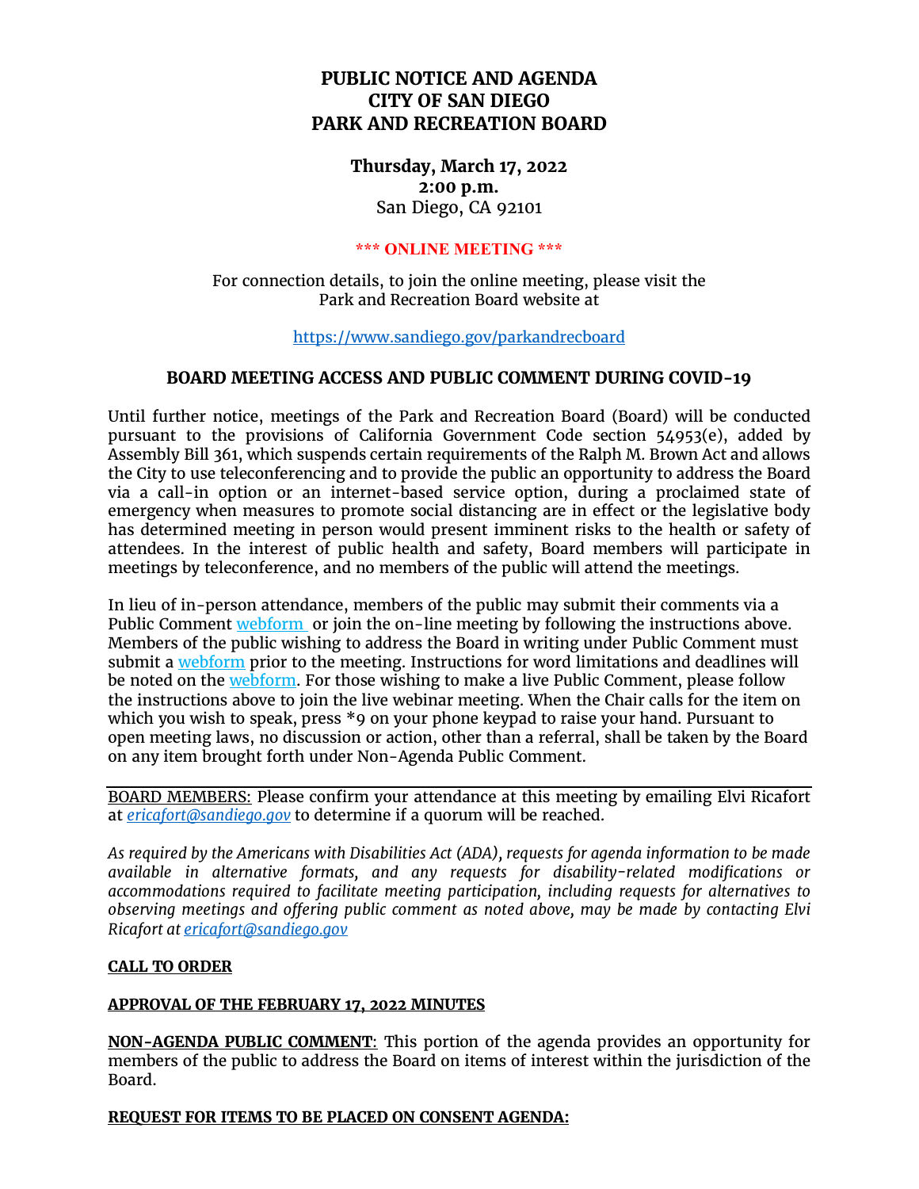# PUBLIC NOTICE AND AGENDA
# CITY OF SAN DIEGO
# PARK AND RECREATION BOARD

**Thursday, March 17, 2022**
**2:00 p.m.**
San Diego, CA 92101

**\*\*\* ONLINE MEETING \*\*\***

For connection details, to join the online meeting, please visit the Park and Recreation Board website at

https://www.sandiego.gov/parkandrecboard

## BOARD MEETING ACCESS AND PUBLIC COMMENT DURING COVID-19

Until further notice, meetings of the Park and Recreation Board (Board) will be conducted pursuant to the provisions of California Government Code section 54953(e), added by Assembly Bill 361, which suspends certain requirements of the Ralph M. Brown Act and allows the City to use teleconferencing and to provide the public an opportunity to address the Board via a call-in option or an internet-based service option, during a proclaimed state of emergency when measures to promote social distancing are in effect or the legislative body has determined meeting in person would present imminent risks to the health or safety of attendees. In the interest of public health and safety, Board members will participate in meetings by teleconference, and no members of the public will attend the meetings.

In lieu of in-person attendance, members of the public may submit their comments via a Public Comment webform or join the on-line meeting by following the instructions above. Members of the public wishing to address the Board in writing under Public Comment must submit a webform prior to the meeting. Instructions for word limitations and deadlines will be noted on the webform. For those wishing to make a live Public Comment, please follow the instructions above to join the live webinar meeting. When the Chair calls for the item on which you wish to speak, press *9 on your phone keypad to raise your hand. Pursuant to open meeting laws, no discussion or action, other than a referral, shall be taken by the Board on any item brought forth under Non-Agenda Public Comment.

---

BOARD MEMBERS: Please confirm your attendance at this meeting by emailing Elvi Ricafort at *ericafort@sandiego.gov* to determine if a quorum will be reached.

*As required by the Americans with Disabilities Act (ADA), requests for agenda information to be made available in alternative formats, and any requests for disability-related modifications or accommodations required to facilitate meeting participation, including requests for alternatives to observing meetings and offering public comment as noted above, may be made by contacting Elvi Ricafort at ericafort@sandiego.gov*

**CALL TO ORDER**

**APPROVAL OF THE FEBRUARY 17, 2022 MINUTES**

**NON-AGENDA PUBLIC COMMENT**: This portion of the agenda provides an opportunity for members of the public to address the Board on items of interest within the jurisdiction of the Board.

**REQUEST FOR ITEMS TO BE PLACED ON CONSENT AGENDA:**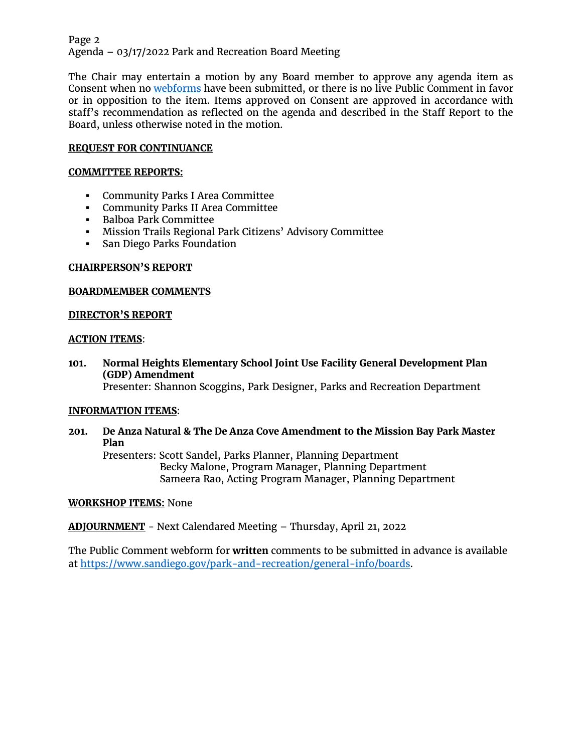The Chair may entertain a motion by any Board member to approve any agenda item as Consent when no [webforms](https://www.sandiego.gov/park-and-recreation/general-info/boards) have been submitted, or there is no live Public Comment in favor or in opposition to the item. Items approved on Consent are approved in accordance with staff's recommendation as reflected on the agenda and described in the Staff Report to the Board, unless otherwise noted in the motion.

**REQUEST FOR CONTINUANCE**

**COMMITTEE REPORTS:**

- Community Parks I Area Committee
- Community Parks II Area Committee
- Balboa Park Committee
- Mission Trails Regional Park Citizens' Advisory Committee
- San Diego Parks Foundation

**CHAIRPERSON'S REPORT**

**BOARDMEMBER COMMENTS**

**DIRECTOR'S REPORT**

**ACTION ITEMS**:

**101. Normal Heights Elementary School Joint Use Facility General Development Plan (GDP) Amendment**
Presenter: Shannon Scoggins, Park Designer, Parks and Recreation Department

**INFORMATION ITEMS**:

**201. De Anza Natural & The De Anza Cove Amendment to the Mission Bay Park Master Plan**
Presenters: Scott Sandel, Parks Planner, Planning Department
Becky Malone, Program Manager, Planning Department
Sameera Rao, Acting Program Manager, Planning Department

**WORKSHOP ITEMS:** None

**ADJOURNMENT** - Next Calendared Meeting – Thursday, April 21, 2022

The Public Comment webform for **written** comments to be submitted in advance is available at https://www.sandiego.gov/park-and-recreation/general-info/boards.